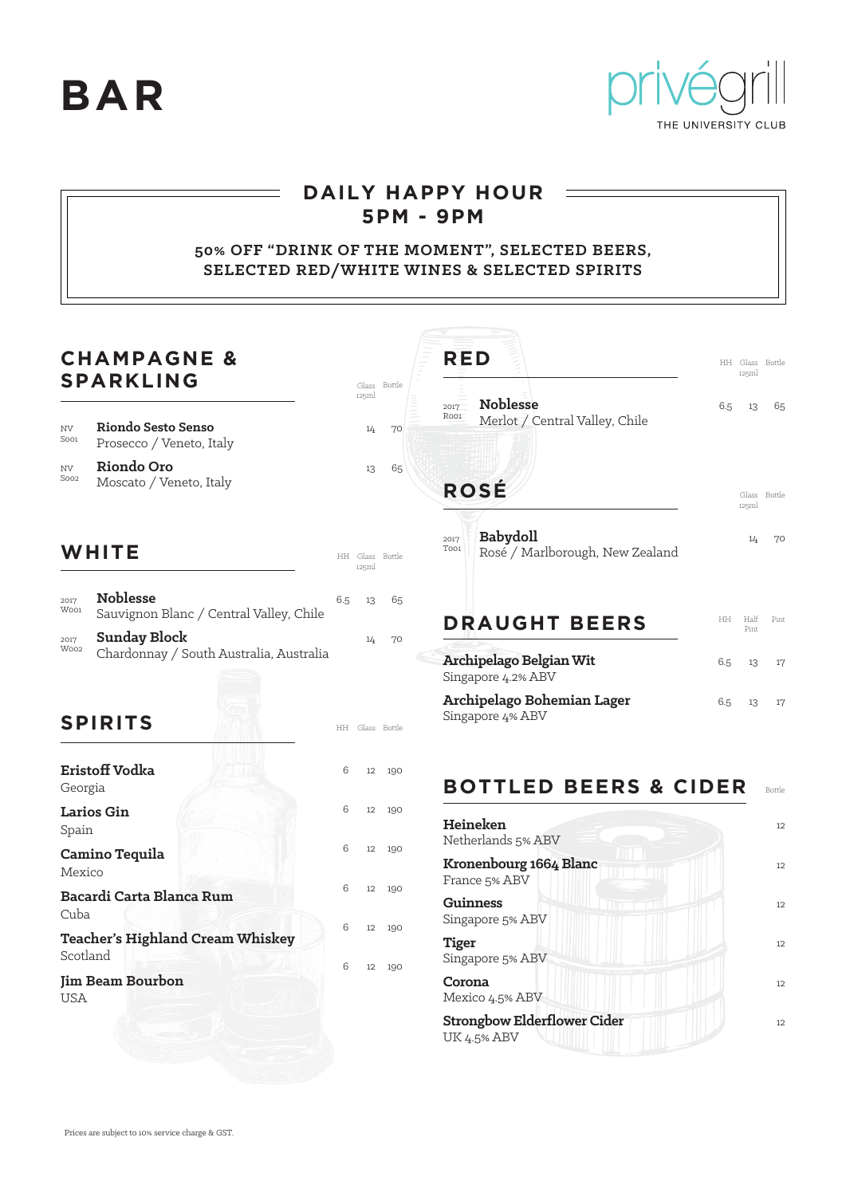# BAR

privégrill
THE UNIVERSITY CLUB

## DAILY HAPPY HOUR
## 5PM - 9PM

**50% OFF "DRINK OF THE MOMENT", SELECTED BEERS, SELECTED RED/WHITE WINES & SELECTED SPIRITS**

## CHAMPAGNE & SPARKLING

| | | Glass 125ml | Bottle |
|---|---|---|---|
| NV S001 | **Riondo Sesto Senso** Prosecco / Veneto, Italy | 14 | 70 |
| NV S002 | **Riondo Oro** Moscato / Veneto, Italy | 13 | 65 |

## WHITE

| | | HH | Glass 125ml | Bottle |
|---|---|---|---|---|
| 2017 W001 | **Noblesse** Sauvignon Blanc / Central Valley, Chile | 6.5 | 13 | 65 |
| 2017 W002 | **Sunday Block** Chardonnay / South Australia, Australia | | 14 | 70 |

## SPIRITS

| | HH | Glass | Bottle |
|---|---|---|---|
| **Eristoff Vodka** Georgia | 6 | 12 | 190 |
| **Larios Gin** Spain | 6 | 12 | 190 |
| **Camino Tequila** Mexico | 6 | 12 | 190 |
| **Bacardi Carta Blanca Rum** Cuba | 6 | 12 | 190 |
| **Teacher's Highland Cream Whiskey** Scotland | 6 | 12 | 190 |
| **Jim Beam Bourbon** USA | 6 | 12 | 190 |

## RED

| | | HH | Glass 125ml | Bottle |
|---|---|---|---|---|
| 2017 R001 | **Noblesse** Merlot / Central Valley, Chile | 6.5 | 13 | 65 |

## ROSÉ

| | | Glass 125ml | Bottle |
|---|---|---|---|
| 2017 T001 | **Babydoll** Rosé / Marlborough, New Zealand | 14 | 70 |

## DRAUGHT BEERS

| | HH | Half Pint | Pint |
|---|---|---|---|
| **Archipelago Belgian Wit** Singapore 4.2% ABV | 6.5 | 13 | 17 |
| **Archipelago Bohemian Lager** Singapore 4% ABV | 6.5 | 13 | 17 |

## BOTTLED BEERS & CIDER

| | Bottle |
|---|---|
| **Heineken** Netherlands 5% ABV | 12 |
| **Kronenbourg 1664 Blanc** France 5% ABV | 12 |
| **Guinness** Singapore 5% ABV | 12 |
| **Tiger** Singapore 5% ABV | 12 |
| **Corona** Mexico 4.5% ABV | 12 |
| **Strongbow Elderflower Cider** UK 4.5% ABV | 12 |

Prices are subject to 10% service charge & GST.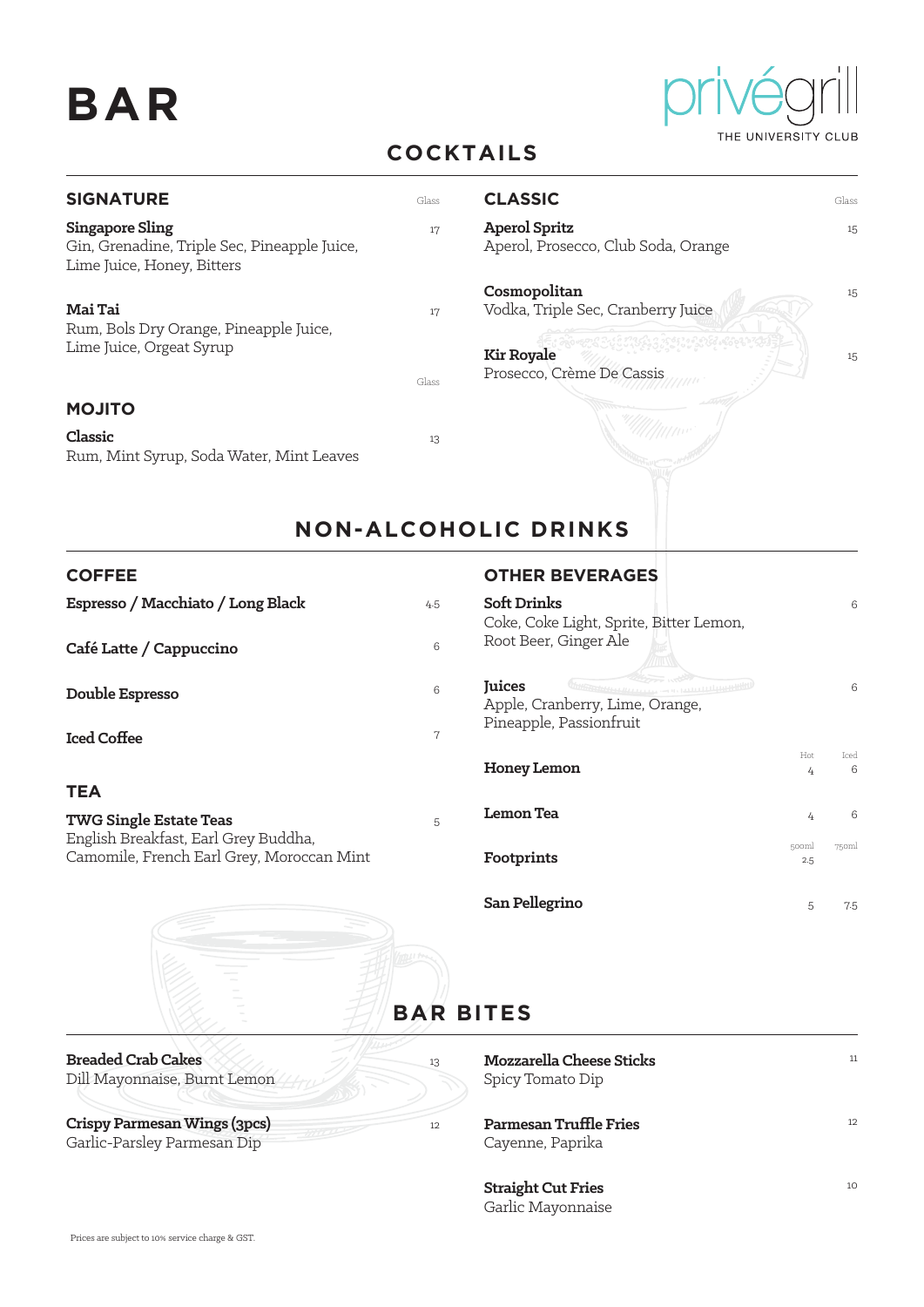# BAR

privégrill
THE UNIVERSITY CLUB

## COCKTAILS

### SIGNATURE

| | Glass |
|---|---|
| **Singapore Sling**<br>Gin, Grenadine, Triple Sec, Pineapple Juice, Lime Juice, Honey, Bitters | 17 |
| **Mai Tai**<br>Rum, Bols Dry Orange, Pineapple Juice, Lime Juice, Orgeat Syrup | 17 |

### MOJITO

| | Glass |
|---|---|
| **Classic**<br>Rum, Mint Syrup, Soda Water, Mint Leaves | 13 |

### CLASSIC

| | Glass |
|---|---|
| **Aperol Spritz**<br>Aperol, Prosecco, Club Soda, Orange | 15 |
| **Cosmopolitan**<br>Vodka, Triple Sec, Cranberry Juice | 15 |
| **Kir Royale**<br>Prosecco, Crème De Cassis | 15 |

## NON-ALCOHOLIC DRINKS

### COFFEE

| | |
|---|---|
| **Espresso / Macchiato / Long Black** | 4.5 |
| **Café Latte / Cappuccino** | 6 |
| **Double Espresso** | 6 |
| **Iced Coffee** | 7 |

### TEA

| | |
|---|---|
| **TWG Single Estate Teas**<br>English Breakfast, Earl Grey Buddha, Camomile, French Earl Grey, Moroccan Mint | 5 |

### OTHER BEVERAGES

| | | |
|---|---|---|
| **Soft Drinks**<br>Coke, Coke Light, Sprite, Bitter Lemon, Root Beer, Ginger Ale | | 6 |
| **Juices**<br>Apple, Cranberry, Lime, Orange, Pineapple, Passionfruit | | 6 |
| | Hot | Iced |
| **Honey Lemon** | 4 | 6 |
| **Lemon Tea** | 4 | 6 |
| | 500ml | 750ml |
| **Footprints** | 2.5 | |
| **San Pellegrino** | 5 | 7.5 |

## BAR BITES

| | |
|---|---|
| **Breaded Crab Cakes**<br>Dill Mayonnaise, Burnt Lemon | 13 |
| **Crispy Parmesan Wings (3pcs)**<br>Garlic-Parsley Parmesan Dip | 12 |
| **Mozzarella Cheese Sticks**<br>Spicy Tomato Dip | 11 |
| **Parmesan Truffle Fries**<br>Cayenne, Paprika | 12 |
| **Straight Cut Fries**<br>Garlic Mayonnaise | 10 |

Prices are subject to 10% service charge & GST.